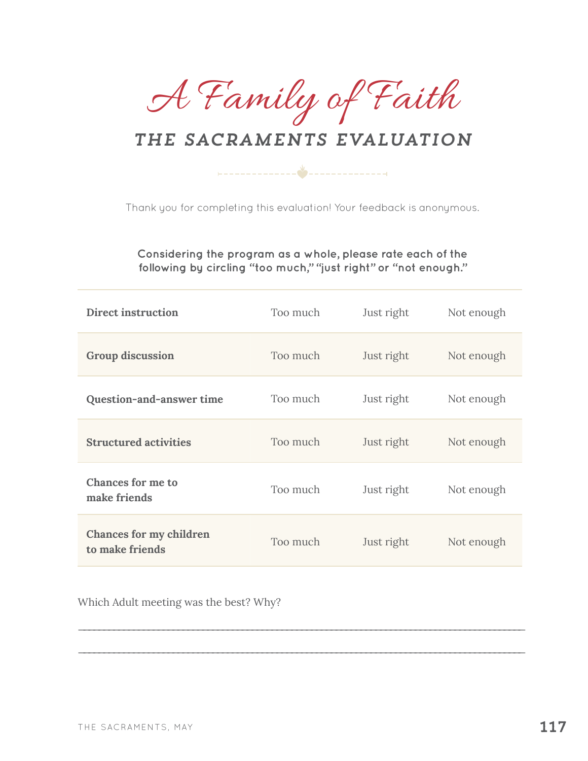# A Family of Faith

## THE SACRAMENTS EVALUATION

Thank you for completing this evaluation! Your feedback is anonymous.

**Considering the program as a whole, please rate each of the following by circling "too much," "just right" or "not enough."**

| | | | |
|---|---|---|---|
| **Direct instruction** | Too much | Just right | Not enough |
| **Group discussion** | Too much | Just right | Not enough |
| **Question-and-answer time** | Too much | Just right | Not enough |
| **Structured activities** | Too much | Just right | Not enough |
| **Chances for me to make friends** | Too much | Just right | Not enough |
| **Chances for my children to make friends** | Too much | Just right | Not enough |

Which Adult meeting was the best? Why?

_______________________________________________

_______________________________________________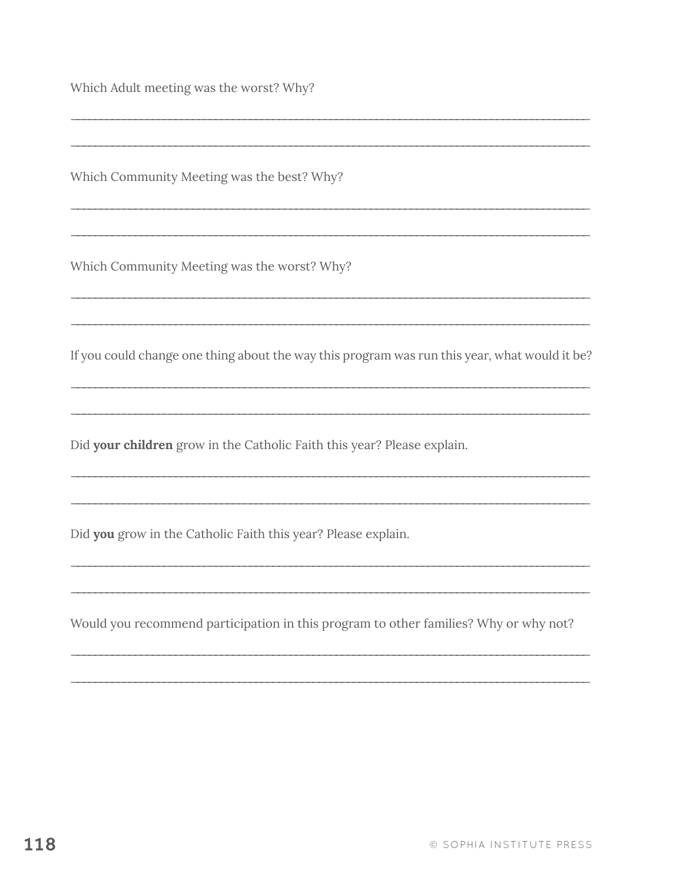Which Adult meeting was the worst? Why?

\_\_\_\_\_\_\_\_\_\_\_\_\_\_\_\_\_\_\_\_\_\_\_\_\_\_\_\_\_\_\_\_\_\_\_\_\_\_\_\_\_\_\_\_\_\_\_\_\_\_\_\_\_\_\_\_\_\_\_\_\_\_\_\_\_\_\_\_\_\_\_\_\_\_\_\_\_\_\_\_

\_\_\_\_\_\_\_\_\_\_\_\_\_\_\_\_\_\_\_\_\_\_\_\_\_\_\_\_\_\_\_\_\_\_\_\_\_\_\_\_\_\_\_\_\_\_\_\_\_\_\_\_\_\_\_\_\_\_\_\_\_\_\_\_\_\_\_\_\_\_\_\_\_\_\_\_\_\_\_\_

Which Community Meeting was the best? Why?

\_\_\_\_\_\_\_\_\_\_\_\_\_\_\_\_\_\_\_\_\_\_\_\_\_\_\_\_\_\_\_\_\_\_\_\_\_\_\_\_\_\_\_\_\_\_\_\_\_\_\_\_\_\_\_\_\_\_\_\_\_\_\_\_\_\_\_\_\_\_\_\_\_\_\_\_\_\_\_\_

\_\_\_\_\_\_\_\_\_\_\_\_\_\_\_\_\_\_\_\_\_\_\_\_\_\_\_\_\_\_\_\_\_\_\_\_\_\_\_\_\_\_\_\_\_\_\_\_\_\_\_\_\_\_\_\_\_\_\_\_\_\_\_\_\_\_\_\_\_\_\_\_\_\_\_\_\_\_\_\_

Which Community Meeting was the worst? Why?

\_\_\_\_\_\_\_\_\_\_\_\_\_\_\_\_\_\_\_\_\_\_\_\_\_\_\_\_\_\_\_\_\_\_\_\_\_\_\_\_\_\_\_\_\_\_\_\_\_\_\_\_\_\_\_\_\_\_\_\_\_\_\_\_\_\_\_\_\_\_\_\_\_\_\_\_\_\_\_\_

\_\_\_\_\_\_\_\_\_\_\_\_\_\_\_\_\_\_\_\_\_\_\_\_\_\_\_\_\_\_\_\_\_\_\_\_\_\_\_\_\_\_\_\_\_\_\_\_\_\_\_\_\_\_\_\_\_\_\_\_\_\_\_\_\_\_\_\_\_\_\_\_\_\_\_\_\_\_\_\_

If you could change one thing about the way this program was run this year, what would it be?

\_\_\_\_\_\_\_\_\_\_\_\_\_\_\_\_\_\_\_\_\_\_\_\_\_\_\_\_\_\_\_\_\_\_\_\_\_\_\_\_\_\_\_\_\_\_\_\_\_\_\_\_\_\_\_\_\_\_\_\_\_\_\_\_\_\_\_\_\_\_\_\_\_\_\_\_\_\_\_\_

\_\_\_\_\_\_\_\_\_\_\_\_\_\_\_\_\_\_\_\_\_\_\_\_\_\_\_\_\_\_\_\_\_\_\_\_\_\_\_\_\_\_\_\_\_\_\_\_\_\_\_\_\_\_\_\_\_\_\_\_\_\_\_\_\_\_\_\_\_\_\_\_\_\_\_\_\_\_\_\_

Did **your children** grow in the Catholic Faith this year? Please explain.

\_\_\_\_\_\_\_\_\_\_\_\_\_\_\_\_\_\_\_\_\_\_\_\_\_\_\_\_\_\_\_\_\_\_\_\_\_\_\_\_\_\_\_\_\_\_\_\_\_\_\_\_\_\_\_\_\_\_\_\_\_\_\_\_\_\_\_\_\_\_\_\_\_\_\_\_\_\_\_\_

\_\_\_\_\_\_\_\_\_\_\_\_\_\_\_\_\_\_\_\_\_\_\_\_\_\_\_\_\_\_\_\_\_\_\_\_\_\_\_\_\_\_\_\_\_\_\_\_\_\_\_\_\_\_\_\_\_\_\_\_\_\_\_\_\_\_\_\_\_\_\_\_\_\_\_\_\_\_\_\_

Did **you** grow in the Catholic Faith this year? Please explain.

\_\_\_\_\_\_\_\_\_\_\_\_\_\_\_\_\_\_\_\_\_\_\_\_\_\_\_\_\_\_\_\_\_\_\_\_\_\_\_\_\_\_\_\_\_\_\_\_\_\_\_\_\_\_\_\_\_\_\_\_\_\_\_\_\_\_\_\_\_\_\_\_\_\_\_\_\_\_\_\_

\_\_\_\_\_\_\_\_\_\_\_\_\_\_\_\_\_\_\_\_\_\_\_\_\_\_\_\_\_\_\_\_\_\_\_\_\_\_\_\_\_\_\_\_\_\_\_\_\_\_\_\_\_\_\_\_\_\_\_\_\_\_\_\_\_\_\_\_\_\_\_\_\_\_\_\_\_\_\_\_

Would you recommend participation in this program to other families? Why or why not?

\_\_\_\_\_\_\_\_\_\_\_\_\_\_\_\_\_\_\_\_\_\_\_\_\_\_\_\_\_\_\_\_\_\_\_\_\_\_\_\_\_\_\_\_\_\_\_\_\_\_\_\_\_\_\_\_\_\_\_\_\_\_\_\_\_\_\_\_\_\_\_\_\_\_\_\_\_\_\_\_

\_\_\_\_\_\_\_\_\_\_\_\_\_\_\_\_\_\_\_\_\_\_\_\_\_\_\_\_\_\_\_\_\_\_\_\_\_\_\_\_\_\_\_\_\_\_\_\_\_\_\_\_\_\_\_\_\_\_\_\_\_\_\_\_\_\_\_\_\_\_\_\_\_\_\_\_\_\_\_\_